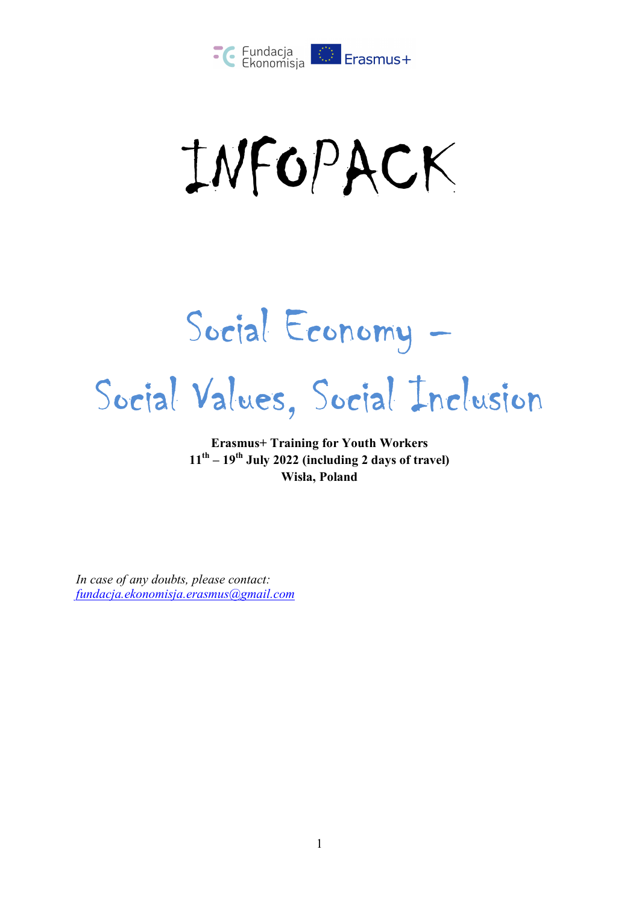Fundacja Ekonomisja Erasmus+

# INFOPACK

## Social Economy –
## Social Values, Social Inclusion

**Erasmus+ Training for Youth Workers**
**11th – 19th July 2022 (including 2 days of travel)**
**Wisła, Poland**

*In case of any doubts, please contact:*
*fundacja.ekonomisja.erasmus@gmail.com*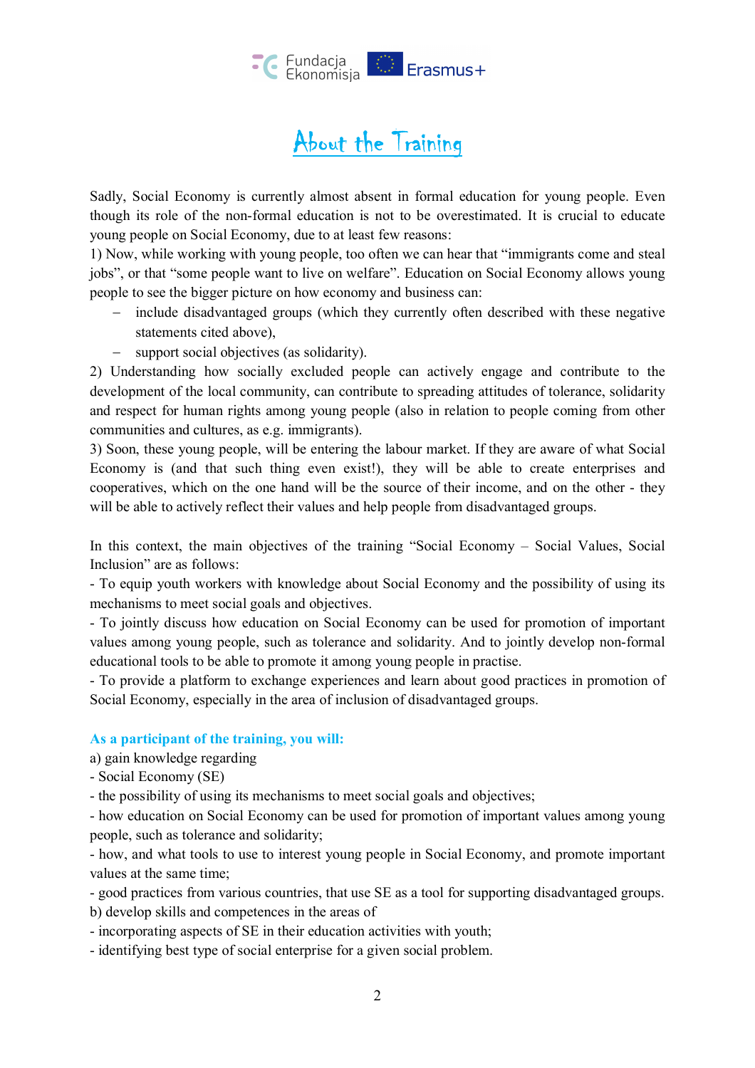# About the Training

Sadly, Social Economy is currently almost absent in formal education for young people. Even though its role of the non-formal education is not to be overestimated. It is crucial to educate young people on Social Economy, due to at least few reasons:

1) Now, while working with young people, too often we can hear that "immigrants come and steal jobs", or that "some people want to live on welfare". Education on Social Economy allows young people to see the bigger picture on how economy and business can:

- include disadvantaged groups (which they currently often described with these negative statements cited above),
- support social objectives (as solidarity).

2) Understanding how socially excluded people can actively engage and contribute to the development of the local community, can contribute to spreading attitudes of tolerance, solidarity and respect for human rights among young people (also in relation to people coming from other communities and cultures, as e.g. immigrants).

3) Soon, these young people, will be entering the labour market. If they are aware of what Social Economy is (and that such thing even exist!), they will be able to create enterprises and cooperatives, which on the one hand will be the source of their income, and on the other - they will be able to actively reflect their values and help people from disadvantaged groups.

In this context, the main objectives of the training "Social Economy – Social Values, Social Inclusion" are as follows:

- To equip youth workers with knowledge about Social Economy and the possibility of using its mechanisms to meet social goals and objectives.
- To jointly discuss how education on Social Economy can be used for promotion of important values among young people, such as tolerance and solidarity. And to jointly develop non-formal educational tools to be able to promote it among young people in practise.
- To provide a platform to exchange experiences and learn about good practices in promotion of Social Economy, especially in the area of inclusion of disadvantaged groups.

**As a participant of the training, you will:**

a) gain knowledge regarding

- Social Economy (SE)
- the possibility of using its mechanisms to meet social goals and objectives;
- how education on Social Economy can be used for promotion of important values among young people, such as tolerance and solidarity;
- how, and what tools to use to interest young people in Social Economy, and promote important values at the same time;
- good practices from various countries, that use SE as a tool for supporting disadvantaged groups.

b) develop skills and competences in the areas of

- incorporating aspects of SE in their education activities with youth;
- identifying best type of social enterprise for a given social problem.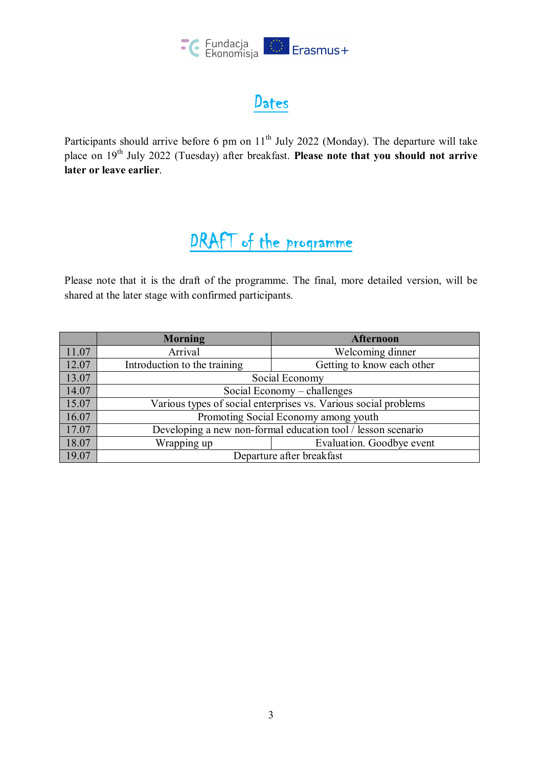## Dates

Participants should arrive before 6 pm on 11th July 2022 (Monday). The departure will take place on 19th July 2022 (Tuesday) after breakfast. **Please note that you should not arrive later or leave earlier**.

## DRAFT of the programme

Please note that it is the draft of the programme. The final, more detailed version, will be shared at the later stage with confirmed participants.

| | **Morning** | **Afternoon** |
|---|---|---|
| 11.07 | Arrival | Welcoming dinner |
| 12.07 | Introduction to the training | Getting to know each other |
| 13.07 | Social Economy | |
| 14.07 | Social Economy – challenges | |
| 15.07 | Various types of social enterprises vs. Various social problems | |
| 16.07 | Promoting Social Economy among youth | |
| 17.07 | Developing a new non-formal education tool / lesson scenario | |
| 18.07 | Wrapping up | Evaluation. Goodbye event |
| 19.07 | Departure after breakfast | |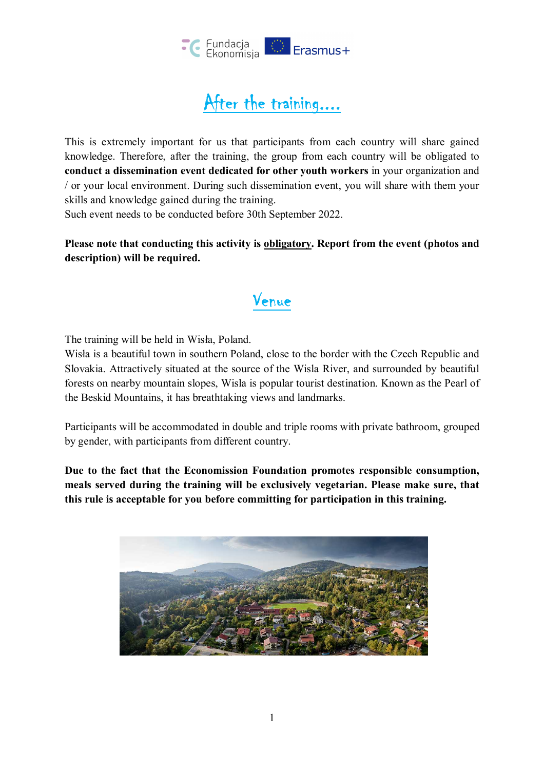# After the training....

This is extremely important for us that participants from each country will share gained knowledge. Therefore, after the training, the group from each country will be obligated to **conduct a dissemination event dedicated for other youth workers** in your organization and / or your local environment. During such dissemination event, you will share with them your skills and knowledge gained during the training.
Such event needs to be conducted before 30th September 2022.

**Please note that conducting this activity is obligatory. Report from the event (photos and description) will be required.**

# Venue

The training will be held in Wisła, Poland.
Wisła is a beautiful town in southern Poland, close to the border with the Czech Republic and Slovakia. Attractively situated at the source of the Wisla River, and surrounded by beautiful forests on nearby mountain slopes, Wisla is popular tourist destination. Known as the Pearl of the Beskid Mountains, it has breathtaking views and landmarks.

Participants will be accommodated in double and triple rooms with private bathroom, grouped by gender, with participants from different country.

**Due to the fact that the Economission Foundation promotes responsible consumption, meals served during the training will be exclusively vegetarian. Please make sure, that this rule is acceptable for you before committing for participation in this training.**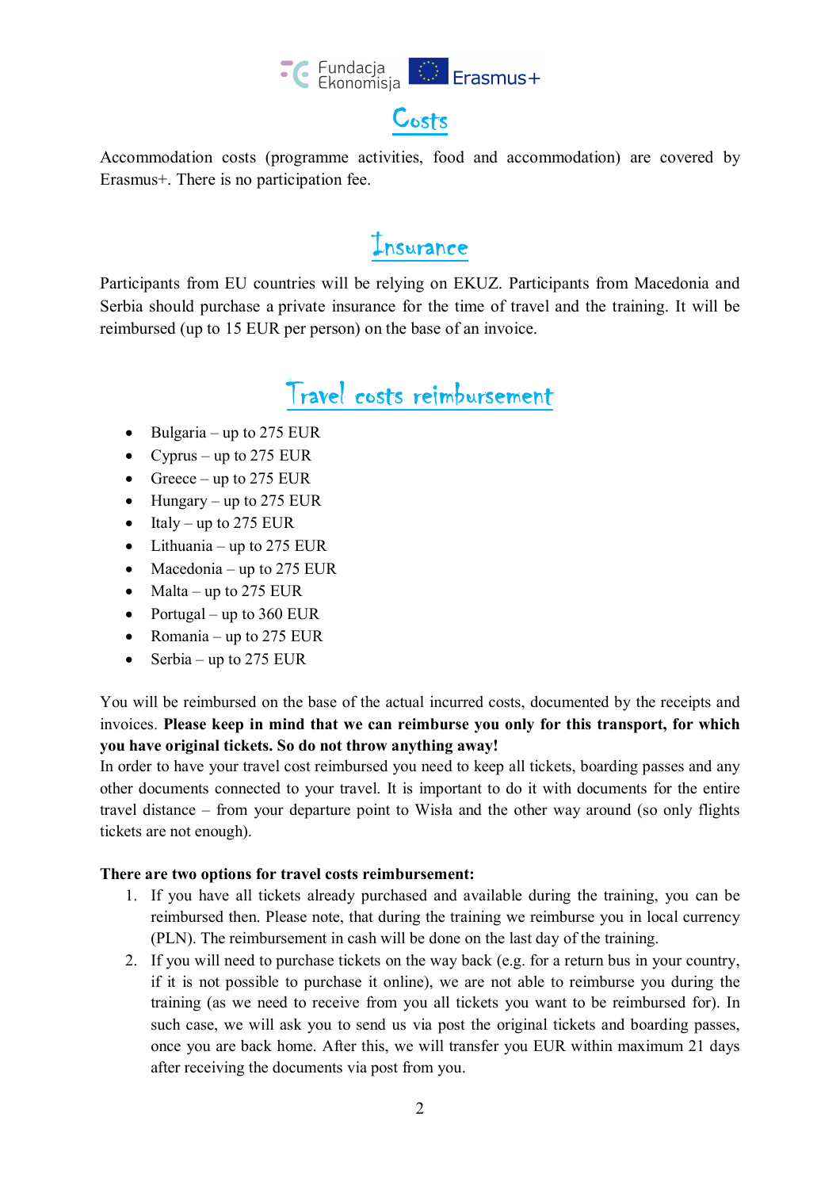# Costs

Accommodation costs (programme activities, food and accommodation) are covered by Erasmus+. There is no participation fee.

# Insurance

Participants from EU countries will be relying on EKUZ. Participants from Macedonia and Serbia should purchase a private insurance for the time of travel and the training. It will be reimbursed (up to 15 EUR per person) on the base of an invoice.

# Travel costs reimbursement

- Bulgaria – up to 275 EUR
- Cyprus – up to 275 EUR
- Greece – up to 275 EUR
- Hungary – up to 275 EUR
- Italy – up to 275 EUR
- Lithuania – up to 275 EUR
- Macedonia – up to 275 EUR
- Malta – up to 275 EUR
- Portugal – up to 360 EUR
- Romania – up to 275 EUR
- Serbia – up to 275 EUR

You will be reimbursed on the base of the actual incurred costs, documented by the receipts and invoices. **Please keep in mind that we can reimburse you only for this transport, for which you have original tickets. So do not throw anything away!**

In order to have your travel cost reimbursed you need to keep all tickets, boarding passes and any other documents connected to your travel. It is important to do it with documents for the entire travel distance – from your departure point to Wisła and the other way around (so only flights tickets are not enough).

**There are two options for travel costs reimbursement:**

1. If you have all tickets already purchased and available during the training, you can be reimbursed then. Please note, that during the training we reimburse you in local currency (PLN). The reimbursement in cash will be done on the last day of the training.
2. If you will need to purchase tickets on the way back (e.g. for a return bus in your country, if it is not possible to purchase it online), we are not able to reimburse you during the training (as we need to receive from you all tickets you want to be reimbursed for). In such case, we will ask you to send us via post the original tickets and boarding passes, once you are back home. After this, we will transfer you EUR within maximum 21 days after receiving the documents via post from you.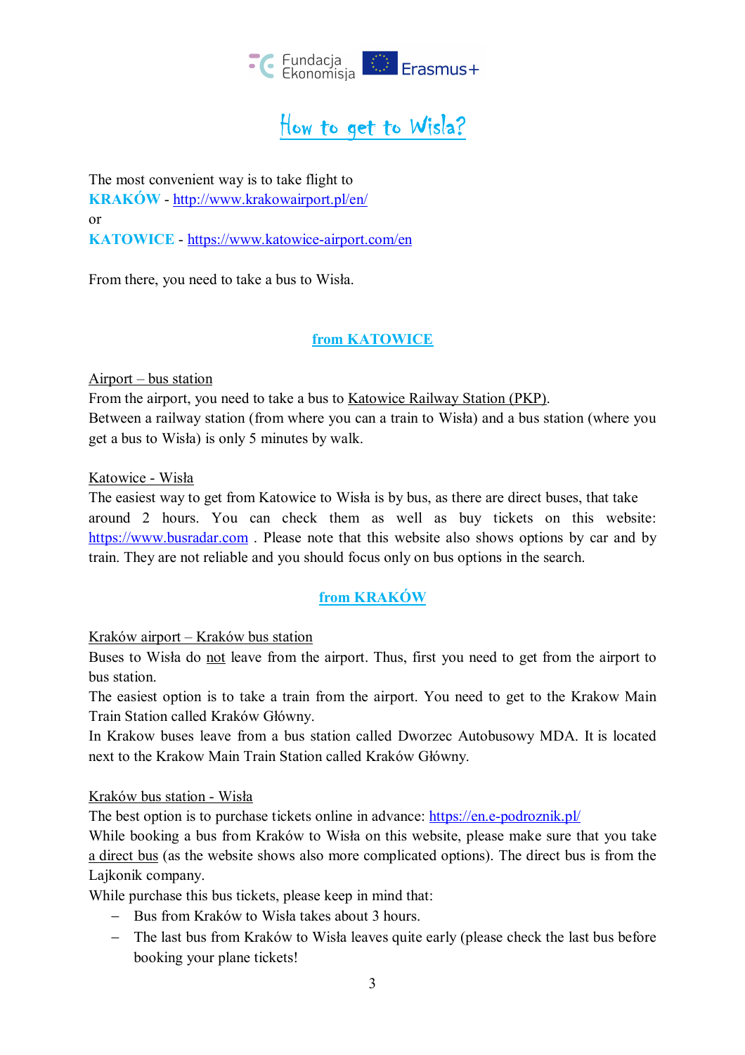# How to get to Wisła?

The most convenient way is to take flight to
**KRAKÓW** - http://www.krakowairport.pl/en/
or
**KATOWICE** - https://www.katowice-airport.com/en

From there, you need to take a bus to Wisła.

## from KATOWICE

Airport – bus station
From the airport, you need to take a bus to Katowice Railway Station (PKP).
Between a railway station (from where you can a train to Wisła) and a bus station (where you get a bus to Wisła) is only 5 minutes by walk.

Katowice - Wisła
The easiest way to get from Katowice to Wisła is by bus, as there are direct buses, that take around 2 hours. You can check them as well as buy tickets on this website: https://www.busradar.com . Please note that this website also shows options by car and by train. They are not reliable and you should focus only on bus options in the search.

## from KRAKÓW

Kraków airport – Kraków bus station
Buses to Wisła do not leave from the airport. Thus, first you need to get from the airport to bus station.
The easiest option is to take a train from the airport. You need to get to the Krakow Main Train Station called Kraków Główny.
In Krakow buses leave from a bus station called Dworzec Autobusowy MDA. It is located next to the Krakow Main Train Station called Kraków Główny.

Kraków bus station - Wisła
The best option is to purchase tickets online in advance: https://en.e-podroznik.pl/
While booking a bus from Kraków to Wisła on this website, please make sure that you take a direct bus (as the website shows also more complicated options). The direct bus is from the Lajkonik company.
While purchase this bus tickets, please keep in mind that:

- Bus from Kraków to Wisła takes about 3 hours.
- The last bus from Kraków to Wisła leaves quite early (please check the last bus before booking your plane tickets!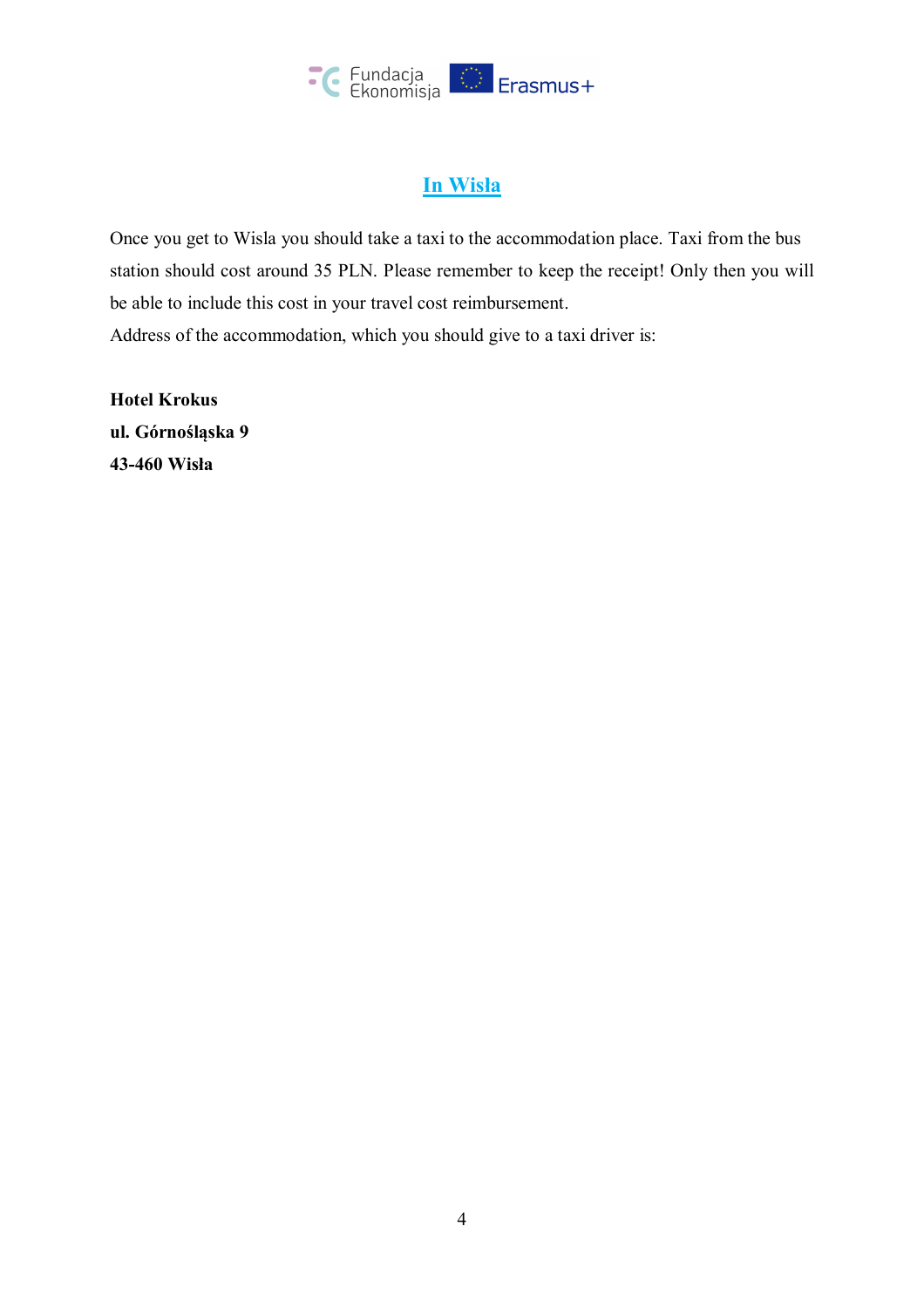## In Wisla

Once you get to Wisla you should take a taxi to the accommodation place. Taxi from the bus station should cost around 35 PLN. Please remember to keep the receipt! Only then you will be able to include this cost in your travel cost reimbursement.
Address of the accommodation, which you should give to a taxi driver is:

**Hotel Krokus**
**ul. Górnośląska 9**
**43-460 Wisła**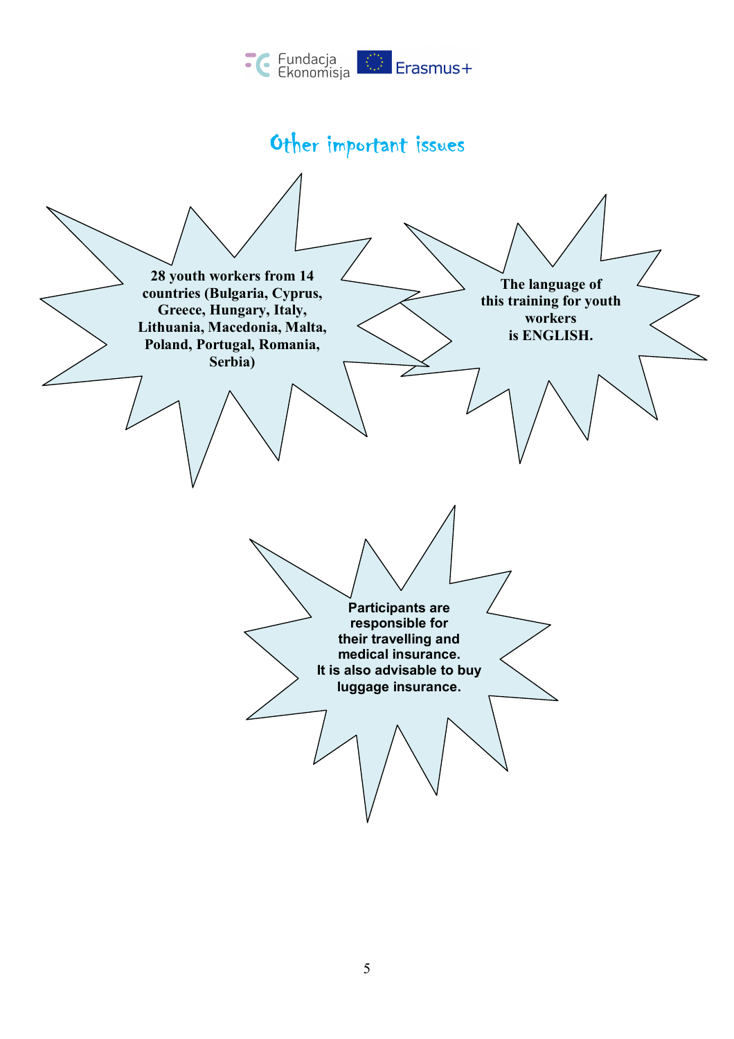# Other important issues

**28 youth workers from 14 countries (Bulgaria, Cyprus, Greece, Hungary, Italy, Lithuania, Macedonia, Malta, Poland, Portugal, Romania, Serbia)**

**The language of this training for youth workers is ENGLISH.**

**Participants are responsible for their travelling and medical insurance. It is also advisable to buy luggage insurance.**